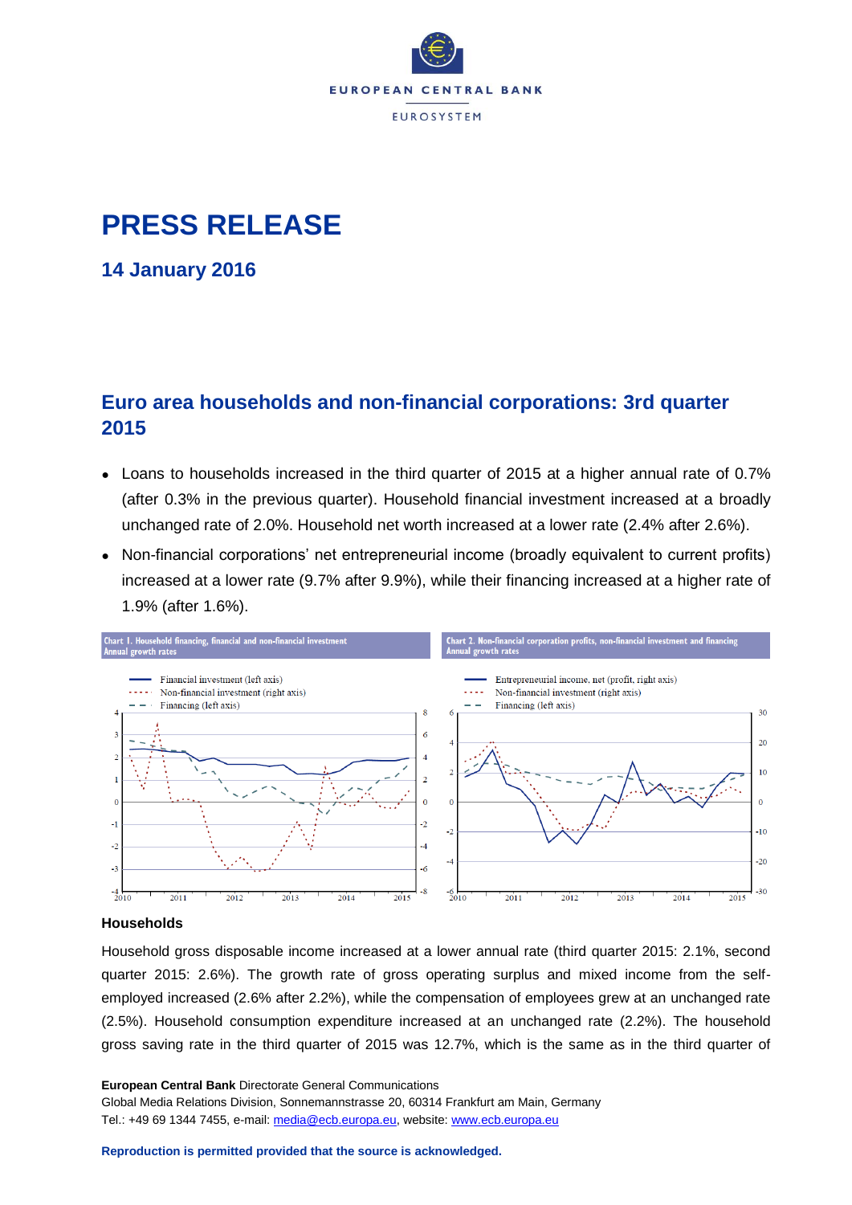# PRESS RELEASE

## 14 January 2016

## Euro area households and non-financial corporations: 3rd quarter 2015

- Loans to households increased in the third quarter of 2015 at a higher annual rate of 0.7% (after 0.3% in the previous quarter). Household financial investment increased at a broadly unchanged rate of 2.0%. Household net worth increased at a lower rate (2.4% after 2.6%).
- Non-financial corporations' net entrepreneurial income (broadly equivalent to current profits) increased at a lower rate (9.7% after 9.9%), while their financing increased at a higher rate of 1.9% (after 1.6%).

Chart 1. Household financing, financial and non-financial investment
Annual growth rates

Chart 2. Non-financial corporation profits, non-financial investment and financing
Annual growth rates

**Households**

Household gross disposable income increased at a lower annual rate (third quarter 2015: 2.1%, second quarter 2015: 2.6%). The growth rate of gross operating surplus and mixed income from the self-employed increased (2.6% after 2.2%), while the compensation of employees grew at an unchanged rate (2.5%). Household consumption expenditure increased at an unchanged rate (2.2%). The household gross saving rate in the third quarter of 2015 was 12.7%, which is the same as in the third quarter of

**European Central Bank** Directorate General Communications
Global Media Relations Division, Sonnemannstrasse 20, 60314 Frankfurt am Main, Germany
Tel.: +49 69 1344 7455, e-mail: media@ecb.europa.eu, website: www.ecb.europa.eu

**Reproduction is permitted provided that the source is acknowledged.**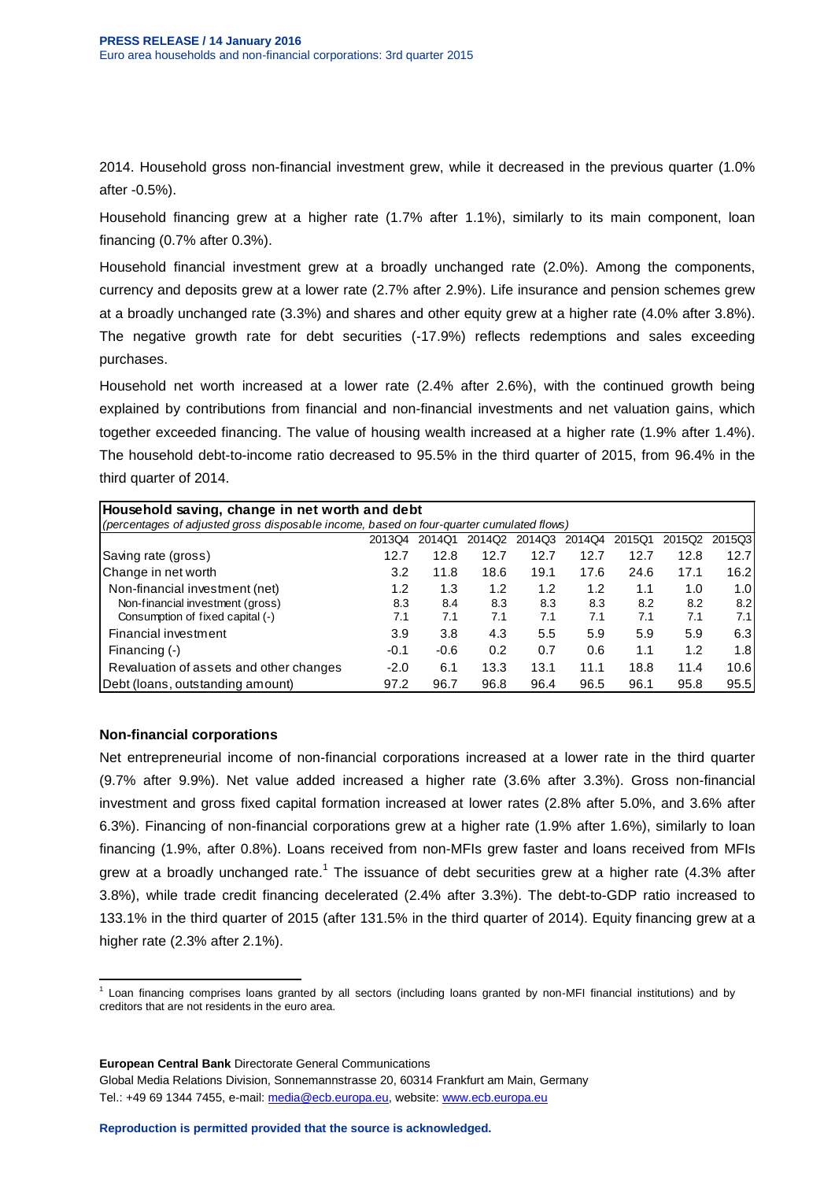2014. Household gross non-financial investment grew, while it decreased in the previous quarter (1.0% after -0.5%).

Household financing grew at a higher rate (1.7% after 1.1%), similarly to its main component, loan financing (0.7% after 0.3%).

Household financial investment grew at a broadly unchanged rate (2.0%). Among the components, currency and deposits grew at a lower rate (2.7% after 2.9%). Life insurance and pension schemes grew at a broadly unchanged rate (3.3%) and shares and other equity grew at a higher rate (4.0% after 3.8%). The negative growth rate for debt securities (-17.9%) reflects redemptions and sales exceeding purchases.

Household net worth increased at a lower rate (2.4% after 2.6%), with the continued growth being explained by contributions from financial and non-financial investments and net valuation gains, which together exceeded financing. The value of housing wealth increased at a higher rate (1.9% after 1.4%). The household debt-to-income ratio decreased to 95.5% in the third quarter of 2015, from 96.4% in the third quarter of 2014.

**Household saving, change in net worth and debt**
*(percentages of adjusted gross disposable income, based on four-quarter cumulated flows)*

| | 2013Q4 | 2014Q1 | 2014Q2 | 2014Q3 | 2014Q4 | 2015Q1 | 2015Q2 | 2015Q3 |
|---|---|---|---|---|---|---|---|---|
| Saving rate (gross) | 12.7 | 12.8 | 12.7 | 12.7 | 12.7 | 12.7 | 12.8 | 12.7 |
| Change in net worth | 3.2 | 11.8 | 18.6 | 19.1 | 17.6 | 24.6 | 17.1 | 16.2 |
| Non-financial investment (net) | 1.2 | 1.3 | 1.2 | 1.2 | 1.2 | 1.1 | 1.0 | 1.0 |
| Non-financial investment (gross) | 8.3 | 8.4 | 8.3 | 8.3 | 8.3 | 8.2 | 8.2 | 8.2 |
| Consumption of fixed capital (-) | 7.1 | 7.1 | 7.1 | 7.1 | 7.1 | 7.1 | 7.1 | 7.1 |
| Financial investment | 3.9 | 3.8 | 4.3 | 5.5 | 5.9 | 5.9 | 5.9 | 6.3 |
| Financing (-) | -0.1 | -0.6 | 0.2 | 0.7 | 0.6 | 1.1 | 1.2 | 1.8 |
| Revaluation of assets and other changes | -2.0 | 6.1 | 13.3 | 13.1 | 11.1 | 18.8 | 11.4 | 10.6 |
| Debt (loans, outstanding amount) | 97.2 | 96.7 | 96.8 | 96.4 | 96.5 | 96.1 | 95.8 | 95.5 |

### Non-financial corporations

Net entrepreneurial income of non-financial corporations increased at a lower rate in the third quarter (9.7% after 9.9%). Net value added increased a higher rate (3.6% after 3.3%). Gross non-financial investment and gross fixed capital formation increased at lower rates (2.8% after 5.0%, and 3.6% after 6.3%). Financing of non-financial corporations grew at a higher rate (1.9% after 1.6%), similarly to loan financing (1.9%, after 0.8%). Loans received from non-MFIs grew faster and loans received from MFIs grew at a broadly unchanged rate.[1] The issuance of debt securities grew at a higher rate (4.3% after 3.8%), while trade credit financing decelerated (2.4% after 3.3%). The debt-to-GDP ratio increased to 133.1% in the third quarter of 2015 (after 131.5% in the third quarter of 2014). Equity financing grew at a higher rate (2.3% after 2.1%).

[1] Loan financing comprises loans granted by all sectors (including loans granted by non-MFI financial institutions) and by creditors that are not residents in the euro area.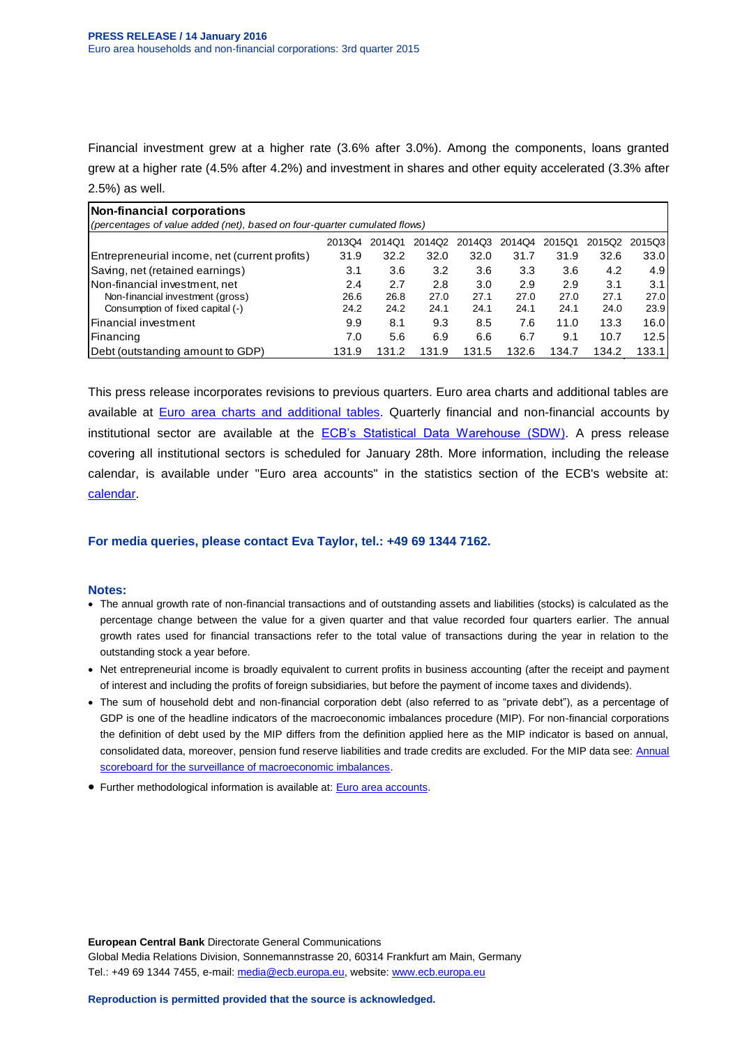Financial investment grew at a higher rate (3.6% after 3.0%). Among the components, loans granted grew at a higher rate (4.5% after 4.2%) and investment in shares and other equity accelerated (3.3% after 2.5%) as well.

| **Non-financial corporations** *(percentages of value added (net), based on four-quarter cumulated flows)* | | | | | | | | |
|---|---|---|---|---|---|---|---|---|
| | 2013Q4 | 2014Q1 | 2014Q2 | 2014Q3 | 2014Q4 | 2015Q1 | 2015Q2 | 2015Q3 |
| Entrepreneurial income, net (current profits) | 31.9 | 32.2 | 32.0 | 32.0 | 31.7 | 31.9 | 32.6 | 33.0 |
| Saving, net (retained earnings) | 3.1 | 3.6 | 3.2 | 3.6 | 3.3 | 3.6 | 4.2 | 4.9 |
| Non-financial investment, net | 2.4 | 2.7 | 2.8 | 3.0 | 2.9 | 2.9 | 3.1 | 3.1 |
| Non-financial investment (gross) | 26.6 | 26.8 | 27.0 | 27.1 | 27.0 | 27.0 | 27.1 | 27.0 |
| Consumption of fixed capital (-) | 24.2 | 24.2 | 24.1 | 24.1 | 24.1 | 24.1 | 24.0 | 23.9 |
| Financial investment | 9.9 | 8.1 | 9.3 | 8.5 | 7.6 | 11.0 | 13.3 | 16.0 |
| Financing | 7.0 | 5.6 | 6.9 | 6.6 | 6.7 | 9.1 | 10.7 | 12.5 |
| Debt (outstanding amount to GDP) | 131.9 | 131.2 | 131.9 | 131.5 | 132.6 | 134.7 | 134.2 | 133.1 |

This press release incorporates revisions to previous quarters. Euro area charts and additional tables are available at [Euro area charts and additional tables](). Quarterly financial and non-financial accounts by institutional sector are available at the [ECB's Statistical Data Warehouse (SDW)](). A press release covering all institutional sectors is scheduled for January 28th. More information, including the release calendar, is available under "Euro area accounts" in the statistics section of the ECB's website at: [calendar]().

**For media queries, please contact Eva Taylor, tel.: +49 69 1344 7162.**

**Notes:**

- The annual growth rate of non-financial transactions and of outstanding assets and liabilities (stocks) is calculated as the percentage change between the value for a given quarter and that value recorded four quarters earlier. The annual growth rates used for financial transactions refer to the total value of transactions during the year in relation to the outstanding stock a year before.
- Net entrepreneurial income is broadly equivalent to current profits in business accounting (after the receipt and payment of interest and including the profits of foreign subsidiaries, but before the payment of income taxes and dividends).
- The sum of household debt and non-financial corporation debt (also referred to as "private debt"), as a percentage of GDP is one of the headline indicators of the macroeconomic imbalances procedure (MIP). For non-financial corporations the definition of debt used by the MIP differs from the definition applied here as the MIP indicator is based on annual, consolidated data, moreover, pension fund reserve liabilities and trade credits are excluded. For the MIP data see: [Annual scoreboard for the surveillance of macroeconomic imbalances]().
- Further methodological information is available at: [Euro area accounts]().

**European Central Bank** Directorate General Communications
Global Media Relations Division, Sonnemannstrasse 20, 60314 Frankfurt am Main, Germany
Tel.: +49 69 1344 7455, e-mail: media@ecb.europa.eu, website: www.ecb.europa.eu

**Reproduction is permitted provided that the source is acknowledged.**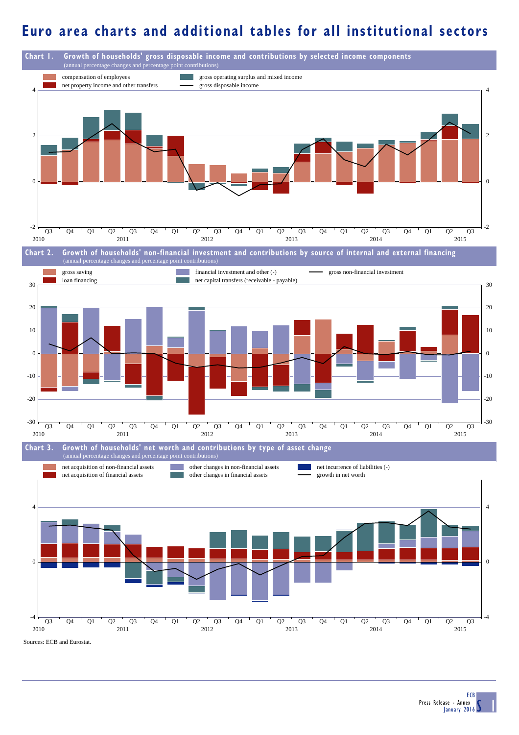# Euro area charts and additional tables for all institutional sectors

**Chart 1. Growth of households' gross disposable income and contributions by selected income components**
(annual percentage changes and percentage point contributions)

Legend: compensation of employees; gross operating surplus and mixed income; net property income and other transfers; gross disposable income

**Chart 2. Growth of households' non-financial investment and contributions by source of internal and external financing**
(annual percentage changes and percentage point contributions)

Legend: gross saving; financial investment and other (-); gross non-financial investment; loan financing; net capital transfers (receivable - payable)

**Chart 3. Growth of households' net worth and contributions by type of asset change**
(annual percentage changes and percentage point contributions)

Legend: net acquisition of non-financial assets; other changes in non-financial assets; net incurrence of liabilities (-); net acquisition of financial assets; other changes in financial assets; growth in net worth

Sources: ECB and Eurostat.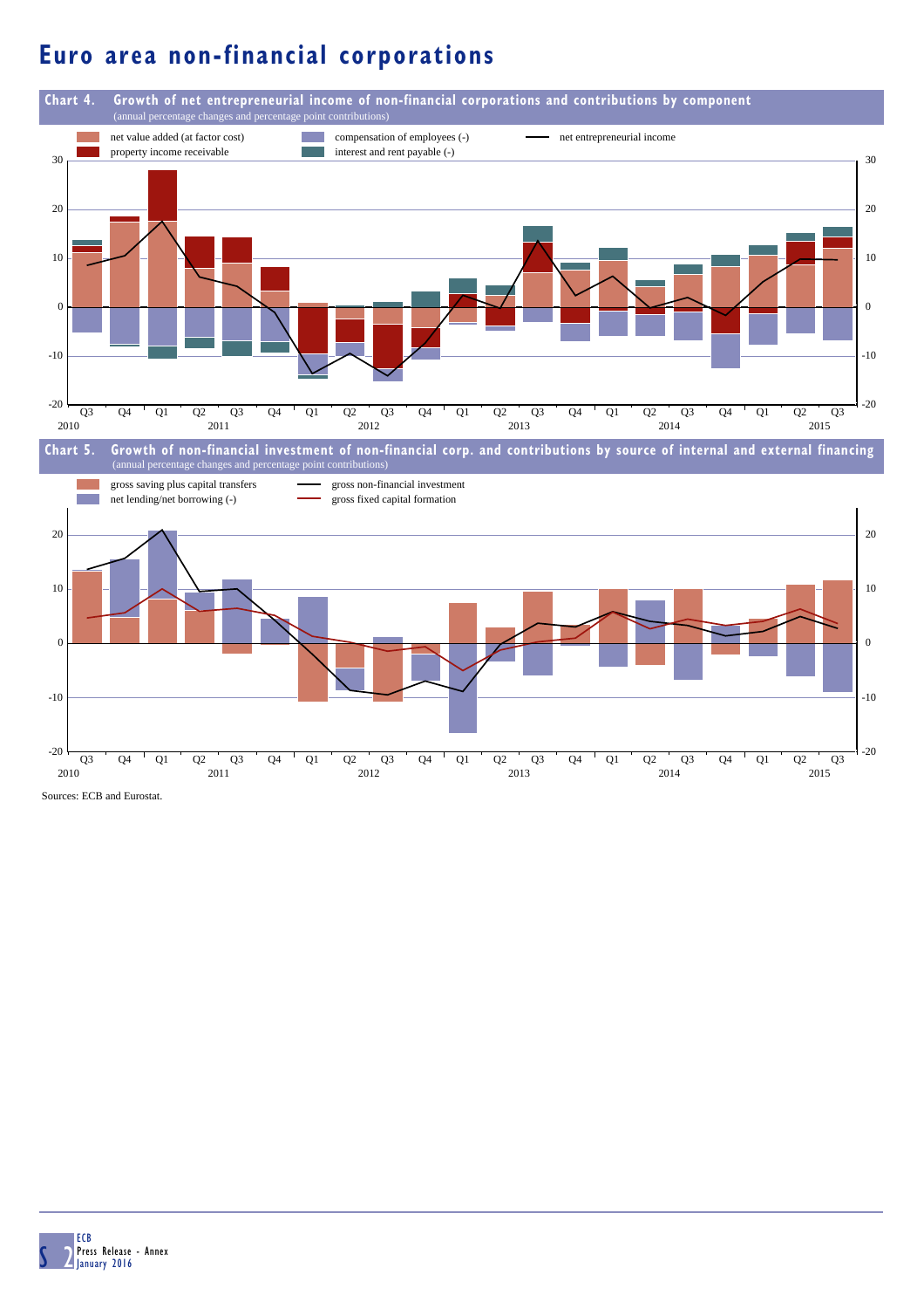# Euro area non-financial corporations

**Chart 4. Growth of net entrepreneurial income of non-financial corporations and contributions by component**
(annual percentage changes and percentage point contributions)

- net value added (at factor cost)
- property income receivable
- compensation of employees (-)
- interest and rent payable (-)
- net entrepreneurial income

**Chart 5. Growth of non-financial investment of non-financial corp. and contributions by source of internal and external financing**
(annual percentage changes and percentage point contributions)

- gross saving plus capital transfers
- net lending/net borrowing (-)
- gross non-financial investment
- gross fixed capital formation

Sources: ECB and Eurostat.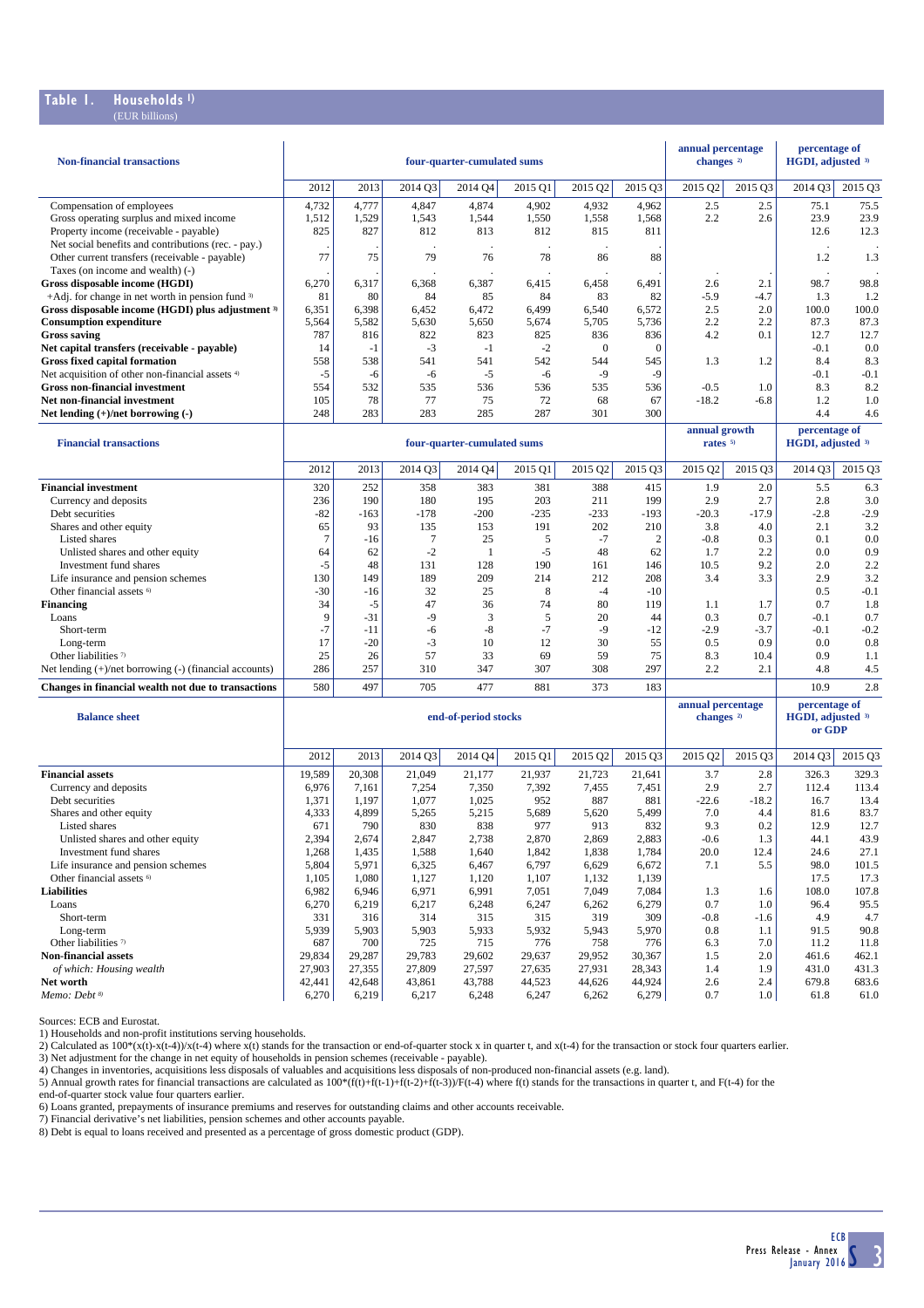## Table 1. Households [1)]

(EUR billions)

| Non-financial transactions | four-quarter-cumulated sums | | | | | | | annual percentage changes [2)] | | percentage of HGDI, adjusted [3)] | |
|---|---|---|---|---|---|---|---|---|---|---|---|
| | 2012 | 2013 | 2014 Q3 | 2014 Q4 | 2015 Q1 | 2015 Q2 | 2015 Q3 | 2015 Q2 | 2015 Q3 | 2014 Q3 | 2015 Q3 |
| Compensation of employees | 4,732 | 4,777 | 4,847 | 4,874 | 4,902 | 4,932 | 4,962 | 2.5 | 2.5 | 75.1 | 75.5 |
| Gross operating surplus and mixed income | 1,512 | 1,529 | 1,543 | 1,544 | 1,550 | 1,558 | 1,568 | 2.2 | 2.6 | 23.9 | 23.9 |
| Property income (receivable - payable) | 825 | 827 | 812 | 813 | 812 | 815 | 811 | | | 12.6 | 12.3 |
| Net social benefits and contributions (rec. - pay.) | . | . | . | . | . | . | . | | | . | . |
| Other current transfers (receivable - payable) | 77 | 75 | 79 | 76 | 78 | 86 | 88 | | | 1.2 | 1.3 |
| Taxes (on income and wealth) (-) | . | . | . | . | . | . | . | . | . | . | . |
| **Gross disposable income (HGDI)** | 6,270 | 6,317 | 6,368 | 6,387 | 6,415 | 6,458 | 6,491 | 2.6 | 2.1 | 98.7 | 98.8 |
| +Adj. for change in net worth in pension fund [3)] | 81 | 80 | 84 | 85 | 84 | 83 | 82 | -5.9 | -4.7 | 1.3 | 1.2 |
| **Gross disposable income (HGDI) plus adjustment [3)]** | 6,351 | 6,398 | 6,452 | 6,472 | 6,499 | 6,540 | 6,572 | 2.5 | 2.0 | 100.0 | 100.0 |
| **Consumption expenditure** | 5,564 | 5,582 | 5,630 | 5,650 | 5,674 | 5,705 | 5,736 | 2.2 | 2.2 | 87.3 | 87.3 |
| **Gross saving** | 787 | 816 | 822 | 823 | 825 | 836 | 836 | 4.2 | 0.1 | 12.7 | 12.7 |
| **Net capital transfers (receivable - payable)** | 14 | -1 | -3 | -1 | -2 | 0 | 0 | | | -0.1 | 0.0 |
| **Gross fixed capital formation** | 558 | 538 | 541 | 541 | 542 | 544 | 545 | 1.3 | 1.2 | 8.4 | 8.3 |
| Net acquisition of other non-financial assets [4)] | -5 | -6 | -6 | -5 | -6 | -9 | -9 | | | -0.1 | -0.1 |
| **Gross non-financial investment** | 554 | 532 | 535 | 536 | 536 | 535 | 536 | -0.5 | 1.0 | 8.3 | 8.2 |
| **Net non-financial investment** | 105 | 78 | 77 | 75 | 72 | 68 | 67 | -18.2 | -6.8 | 1.2 | 1.0 |
| **Net lending (+)/net borrowing (-)** | 248 | 283 | 283 | 285 | 287 | 301 | 300 | | | 4.4 | 4.6 |
| **Financial transactions** | **four-quarter-cumulated sums** | | | | | | | **annual growth rates [5)]** | | **percentage of HGDI, adjusted [3)]** | |
| | 2012 | 2013 | 2014 Q3 | 2014 Q4 | 2015 Q1 | 2015 Q2 | 2015 Q3 | 2015 Q2 | 2015 Q3 | 2014 Q3 | 2015 Q3 |
| **Financial investment** | 320 | 252 | 358 | 383 | 381 | 388 | 415 | 1.9 | 2.0 | 5.5 | 6.3 |
| Currency and deposits | 236 | 190 | 180 | 195 | 203 | 211 | 199 | 2.9 | 2.7 | 2.8 | 3.0 |
| Debt securities | -82 | -163 | -178 | -200 | -235 | -233 | -193 | -20.3 | -17.9 | -2.8 | -2.9 |
| Shares and other equity | 65 | 93 | 135 | 153 | 191 | 202 | 210 | 3.8 | 4.0 | 2.1 | 3.2 |
| Listed shares | 7 | -16 | 7 | 25 | 5 | -7 | 2 | -0.8 | 0.3 | 0.1 | 0.0 |
| Unlisted shares and other equity | 64 | 62 | -2 | 1 | -5 | 48 | 62 | 1.7 | 2.2 | 0.0 | 0.9 |
| Investment fund shares | -5 | 48 | 131 | 128 | 190 | 161 | 146 | 10.5 | 9.2 | 2.0 | 2.2 |
| Life insurance and pension schemes | 130 | 149 | 189 | 209 | 214 | 212 | 208 | 3.4 | 3.3 | 2.9 | 3.2 |
| Other financial assets [6)] | -30 | -16 | 32 | 25 | 8 | -4 | -10 | | | 0.5 | -0.1 |
| **Financing** | 34 | -5 | 47 | 36 | 74 | 80 | 119 | 1.1 | 1.7 | 0.7 | 1.8 |
| Loans | 9 | -31 | -9 | 3 | 5 | 20 | 44 | 0.3 | 0.7 | -0.1 | 0.7 |
| Short-term | -7 | -11 | -6 | -8 | -7 | -9 | -12 | -2.9 | -3.7 | -0.1 | -0.2 |
| Long-term | 17 | -20 | -3 | 10 | 12 | 30 | 55 | 0.5 | 0.9 | 0.0 | 0.8 |
| Other liabilities [7)] | 25 | 26 | 57 | 33 | 69 | 59 | 75 | 8.3 | 10.4 | 0.9 | 1.1 |
| Net lending (+)/net borrowing (-) (financial accounts) | 286 | 257 | 310 | 347 | 307 | 308 | 297 | 2.2 | 2.1 | 4.8 | 4.5 |
| **Changes in financial wealth not due to transactions** | 580 | 497 | 705 | 477 | 881 | 373 | 183 | | | 10.9 | 2.8 |
| **Balance sheet** | **end-of-period stocks** | | | | | | | **annual percentage changes [2)]** | | **percentage of HGDI, adjusted [3)] or GDP** | |
| | 2012 | 2013 | 2014 Q3 | 2014 Q4 | 2015 Q1 | 2015 Q2 | 2015 Q3 | 2015 Q2 | 2015 Q3 | 2014 Q3 | 2015 Q3 |
| **Financial assets** | 19,589 | 20,308 | 21,049 | 21,177 | 21,937 | 21,723 | 21,641 | 3.7 | 2.8 | 326.3 | 329.3 |
| Currency and deposits | 6,976 | 7,161 | 7,254 | 7,350 | 7,392 | 7,455 | 7,451 | 2.9 | 2.7 | 112.4 | 113.4 |
| Debt securities | 1,371 | 1,197 | 1,077 | 1,025 | 952 | 887 | 881 | -22.6 | -18.2 | 16.7 | 13.4 |
| Shares and other equity | 4,333 | 4,899 | 5,265 | 5,215 | 5,689 | 5,620 | 5,499 | 7.0 | 4.4 | 81.6 | 83.7 |
| Listed shares | 671 | 790 | 830 | 838 | 977 | 913 | 832 | 9.3 | 0.2 | 12.9 | 12.7 |
| Unlisted shares and other equity | 2,394 | 2,674 | 2,847 | 2,738 | 2,870 | 2,869 | 2,883 | -0.6 | 1.3 | 44.1 | 43.9 |
| Investment fund shares | 1,268 | 1,435 | 1,588 | 1,640 | 1,842 | 1,838 | 1,784 | 20.0 | 12.4 | 24.6 | 27.1 |
| Life insurance and pension schemes | 5,804 | 5,971 | 6,325 | 6,467 | 6,797 | 6,629 | 6,672 | 7.1 | 5.5 | 98.0 | 101.5 |
| Other financial assets [6)] | 1,105 | 1,080 | 1,127 | 1,120 | 1,107 | 1,132 | 1,139 | | | 17.5 | 17.3 |
| **Liabilities** | 6,982 | 6,946 | 6,971 | 6,991 | 7,051 | 7,049 | 7,084 | 1.3 | 1.6 | 108.0 | 107.8 |
| Loans | 6,270 | 6,219 | 6,217 | 6,248 | 6,247 | 6,262 | 6,279 | 0.7 | 1.0 | 96.4 | 95.5 |
| Short-term | 331 | 316 | 314 | 315 | 315 | 319 | 309 | -0.8 | -1.6 | 4.9 | 4.7 |
| Long-term | 5,939 | 5,903 | 5,903 | 5,933 | 5,932 | 5,943 | 5,970 | 0.8 | 1.1 | 91.5 | 90.8 |
| Other liabilities [7)] | 687 | 700 | 725 | 715 | 776 | 758 | 776 | 6.3 | 7.0 | 11.2 | 11.8 |
| **Non-financial assets** | 29,834 | 29,287 | 29,783 | 29,602 | 29,637 | 29,952 | 30,367 | 1.5 | 2.0 | 461.6 | 462.1 |
| *of which: Housing wealth* | 27,903 | 27,355 | 27,809 | 27,597 | 27,635 | 27,931 | 28,343 | 1.4 | 1.9 | 431.0 | 431.3 |
| **Net worth** | 42,441 | 42,648 | 43,861 | 43,788 | 44,523 | 44,626 | 44,924 | 2.6 | 2.4 | 679.8 | 683.6 |
| *Memo: Debt [8)]* | 6,270 | 6,219 | 6,217 | 6,248 | 6,247 | 6,262 | 6,279 | 0.7 | 1.0 | 61.8 | 61.0 |

Sources: ECB and Eurostat.

1) Households and non-profit institutions serving households.

2) Calculated as 100\*(x(t)-x(t-4))/x(t-4) where x(t) stands for the transaction or end-of-quarter stock x in quarter t, and x(t-4) for the transaction or stock four quarters earlier.

3) Net adjustment for the change in net equity of households in pension schemes (receivable - payable).

4) Changes in inventories, acquisitions less disposals of valuables and acquisitions less disposals of non-produced non-financial assets (e.g. land).

5) Annual growth rates for financial transactions are calculated as 100\*(f(t)+f(t-1)+f(t-2)+f(t-3))/F(t-4) where f(t) stands for the transactions in quarter t, and F(t-4) for the end-of-quarter stock value four quarters earlier.

6) Loans granted, prepayments of insurance premiums and reserves for outstanding claims and other accounts receivable.

7) Financial derivative's net liabilities, pension schemes and other accounts payable.

8) Debt is equal to loans received and presented as a percentage of gross domestic product (GDP).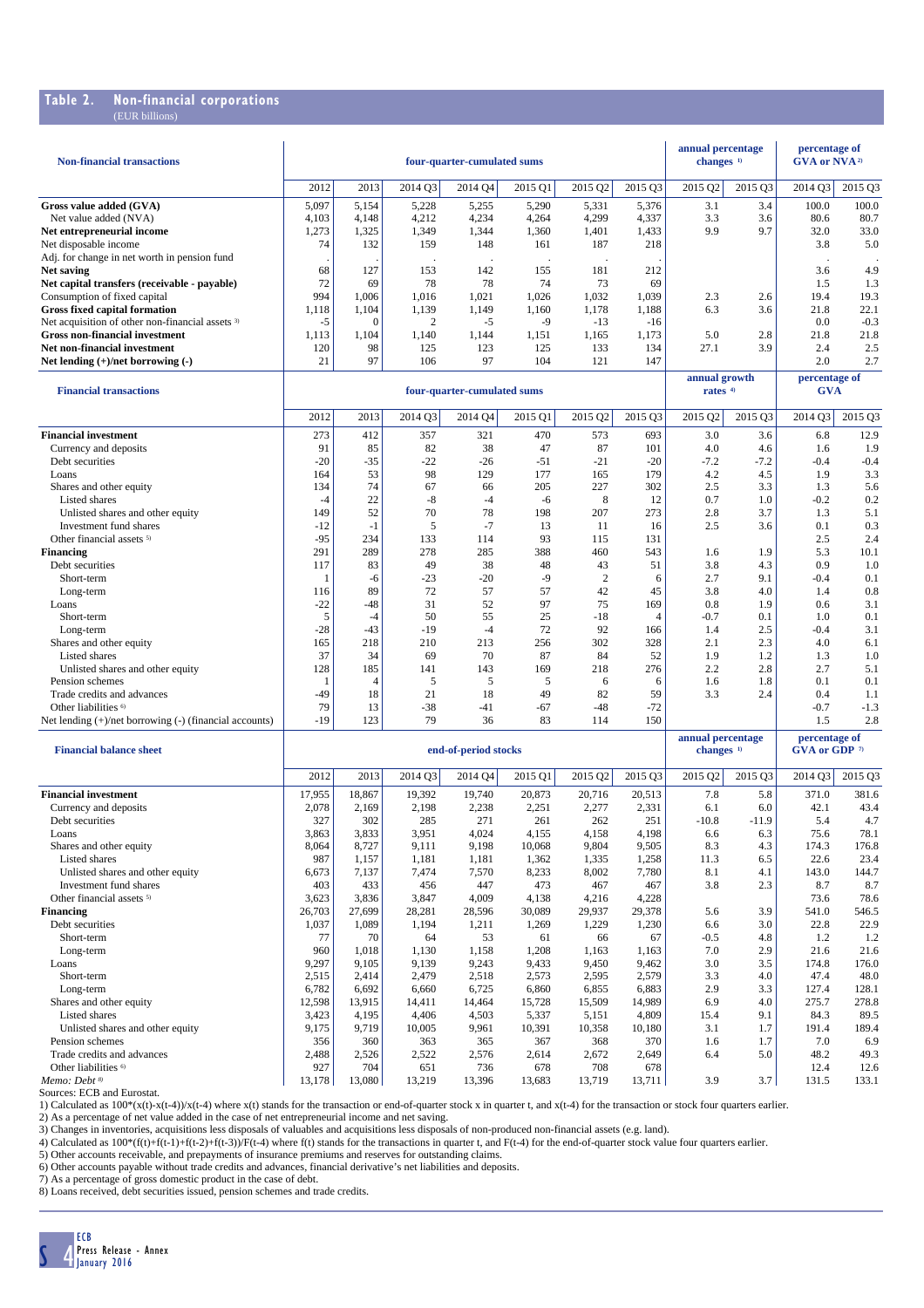## Table 2. Non-financial corporations

(EUR billions)

| Non-financial transactions | four-quarter-cumulated sums | | | | | | | annual percentage changes [1] | | percentage of GVA or NVA [2] | |
|---|---|---|---|---|---|---|---|---|---|---|---|
| | 2012 | 2013 | 2014 Q3 | 2014 Q4 | 2015 Q1 | 2015 Q2 | 2015 Q3 | 2015 Q2 | 2015 Q3 | 2014 Q3 | 2015 Q3 |
| **Gross value added (GVA)** | 5,097 | 5,154 | 5,228 | 5,255 | 5,290 | 5,331 | 5,376 | 3.1 | 3.4 | 100.0 | 100.0 |
| Net value added (NVA) | 4,103 | 4,148 | 4,212 | 4,234 | 4,264 | 4,299 | 4,337 | 3.3 | 3.6 | 80.6 | 80.7 |
| **Net entrepreneurial income** | 1,273 | 1,325 | 1,349 | 1,344 | 1,360 | 1,401 | 1,433 | 9.9 | 9.7 | 32.0 | 33.0 |
| Net disposable income | 74 | 132 | 159 | 148 | 161 | 187 | 218 | | | 3.8 | 5.0 |
| Adj. for change in net worth in pension fund | . | . | . | . | . | . | . | | | . | . |
| **Net saving** | 68 | 127 | 153 | 142 | 155 | 181 | 212 | | | 3.6 | 4.9 |
| **Net capital transfers (receivable - payable)** | 72 | 69 | 78 | 78 | 74 | 73 | 69 | | | 1.5 | 1.3 |
| Consumption of fixed capital | 994 | 1,006 | 1,016 | 1,021 | 1,026 | 1,032 | 1,039 | 2.3 | 2.6 | 19.4 | 19.3 |
| **Gross fixed capital formation** | 1,118 | 1,104 | 1,139 | 1,149 | 1,160 | 1,178 | 1,188 | 6.3 | 3.6 | 21.8 | 22.1 |
| Net acquisition of other non-financial assets [3] | -5 | 0 | 2 | -5 | -9 | -13 | -16 | | | 0.0 | -0.3 |
| **Gross non-financial investment** | 1,113 | 1,104 | 1,140 | 1,144 | 1,151 | 1,165 | 1,173 | 5.0 | 2.8 | 21.8 | 21.8 |
| **Net non-financial investment** | 120 | 98 | 125 | 123 | 125 | 133 | 134 | 27.1 | 3.9 | 2.4 | 2.5 |
| **Net lending (+)/net borrowing (-)** | 21 | 97 | 106 | 97 | 104 | 121 | 147 | | | 2.0 | 2.7 |
| **Financial transactions** | four-quarter-cumulated sums | | | | | | | annual growth rates [4] | | percentage of GVA | |
| | 2012 | 2013 | 2014 Q3 | 2014 Q4 | 2015 Q1 | 2015 Q2 | 2015 Q3 | 2015 Q2 | 2015 Q3 | 2014 Q3 | 2015 Q3 |
| **Financial investment** | 273 | 412 | 357 | 321 | 470 | 573 | 693 | 3.0 | 3.6 | 6.8 | 12.9 |
| Currency and deposits | 91 | 85 | 82 | 38 | 47 | 87 | 101 | 4.0 | 4.6 | 1.6 | 1.9 |
| Debt securities | -20 | -35 | -22 | -26 | -51 | -21 | -20 | -7.2 | -7.2 | -0.4 | -0.4 |
| Loans | 164 | 53 | 98 | 129 | 177 | 165 | 179 | 4.2 | 4.5 | 1.9 | 3.3 |
| Shares and other equity | 134 | 74 | 67 | 66 | 205 | 227 | 302 | 2.5 | 3.3 | 1.3 | 5.6 |
| Listed shares | -4 | 22 | -8 | -4 | -6 | 8 | 12 | 0.7 | 1.0 | -0.2 | 0.2 |
| Unlisted shares and other equity | 149 | 52 | 70 | 78 | 198 | 207 | 273 | 2.8 | 3.7 | 1.3 | 5.1 |
| Investment fund shares | -12 | -1 | 5 | -7 | 13 | 11 | 16 | 2.5 | 3.6 | 0.1 | 0.3 |
| Other financial assets [5] | -95 | 234 | 133 | 114 | 93 | 115 | 131 | | | 2.5 | 2.4 |
| **Financing** | 291 | 289 | 278 | 285 | 388 | 460 | 543 | 1.6 | 1.9 | 5.3 | 10.1 |
| Debt securities | 117 | 83 | 49 | 38 | 48 | 43 | 51 | 3.8 | 4.3 | 0.9 | 1.0 |
| Short-term | 1 | -6 | -23 | -20 | -9 | 2 | 6 | 2.7 | 9.1 | -0.4 | 0.1 |
| Long-term | 116 | 89 | 72 | 57 | 57 | 42 | 45 | 3.8 | 4.0 | 1.4 | 0.8 |
| Loans | -22 | -48 | 31 | 52 | 97 | 75 | 169 | 0.8 | 1.9 | 0.6 | 3.1 |
| Short-term | 5 | -4 | 50 | 55 | 25 | -18 | 4 | -0.7 | 0.1 | 1.0 | 0.1 |
| Long-term | -28 | -43 | -19 | -4 | 72 | 92 | 166 | 1.4 | 2.5 | -0.4 | 3.1 |
| Shares and other equity | 165 | 218 | 210 | 213 | 256 | 302 | 328 | 2.1 | 2.3 | 4.0 | 6.1 |
| Listed shares | 37 | 34 | 69 | 70 | 87 | 84 | 52 | 1.9 | 1.2 | 1.3 | 1.0 |
| Unlisted shares and other equity | 128 | 185 | 141 | 143 | 169 | 218 | 276 | 2.2 | 2.8 | 2.7 | 5.1 |
| Pension schemes | 1 | 4 | 5 | 5 | 5 | 6 | 6 | 1.6 | 1.8 | 0.1 | 0.1 |
| Trade credits and advances | -49 | 18 | 21 | 18 | 49 | 82 | 59 | 3.3 | 2.4 | 0.4 | 1.1 |
| Other liabilities [6] | 79 | 13 | -38 | -41 | -67 | -48 | -72 | | | -0.7 | -1.3 |
| Net lending (+)/net borrowing (-) (financial accounts) | -19 | 123 | 79 | 36 | 83 | 114 | 150 | | | 1.5 | 2.8 |
| **Financial balance sheet** | end-of-period stocks | | | | | | | annual percentage changes [1] | | percentage of GVA or GDP [7] | |
| | 2012 | 2013 | 2014 Q3 | 2014 Q4 | 2015 Q1 | 2015 Q2 | 2015 Q3 | 2015 Q2 | 2015 Q3 | 2014 Q3 | 2015 Q3 |
| **Financial investment** | 17,955 | 18,867 | 19,392 | 19,740 | 20,873 | 20,716 | 20,513 | 7.8 | 5.8 | 371.0 | 381.6 |
| Currency and deposits | 2,078 | 2,169 | 2,198 | 2,238 | 2,251 | 2,277 | 2,331 | 6.1 | 6.0 | 42.1 | 43.4 |
| Debt securities | 327 | 302 | 285 | 271 | 261 | 262 | 251 | -10.8 | -11.9 | 5.4 | 4.7 |
| Loans | 3,863 | 3,833 | 3,951 | 4,024 | 4,155 | 4,158 | 4,198 | 6.6 | 6.3 | 75.6 | 78.1 |
| Shares and other equity | 8,064 | 8,727 | 9,111 | 9,198 | 10,068 | 9,804 | 9,505 | 8.3 | 4.3 | 174.3 | 176.8 |
| Listed shares | 987 | 1,157 | 1,181 | 1,181 | 1,362 | 1,335 | 1,258 | 11.3 | 6.5 | 22.6 | 23.4 |
| Unlisted shares and other equity | 6,673 | 7,137 | 7,474 | 7,570 | 8,233 | 8,002 | 7,780 | 8.1 | 4.1 | 143.0 | 144.7 |
| Investment fund shares | 403 | 433 | 456 | 447 | 473 | 467 | 467 | 3.8 | 2.3 | 8.7 | 8.7 |
| Other financial assets [5] | 3,623 | 3,836 | 3,847 | 4,009 | 4,138 | 4,216 | 4,228 | | | 73.6 | 78.6 |
| **Financing** | 26,703 | 27,699 | 28,281 | 28,596 | 30,089 | 29,937 | 29,378 | 5.6 | 3.9 | 541.0 | 546.5 |
| Debt securities | 1,037 | 1,089 | 1,194 | 1,211 | 1,269 | 1,229 | 1,230 | 6.6 | 3.0 | 22.8 | 22.9 |
| Short-term | 77 | 70 | 64 | 53 | 61 | 66 | 67 | -0.5 | 4.8 | 1.2 | 1.2 |
| Long-term | 960 | 1,018 | 1,130 | 1,158 | 1,208 | 1,163 | 1,163 | 7.0 | 2.9 | 21.6 | 21.6 |
| Loans | 9,297 | 9,105 | 9,139 | 9,243 | 9,433 | 9,450 | 9,462 | 3.0 | 3.5 | 174.8 | 176.0 |
| Short-term | 2,515 | 2,414 | 2,479 | 2,518 | 2,573 | 2,595 | 2,579 | 3.3 | 4.0 | 47.4 | 48.0 |
| Long-term | 6,782 | 6,692 | 6,660 | 6,725 | 6,860 | 6,855 | 6,883 | 2.9 | 3.3 | 127.4 | 128.1 |
| Shares and other equity | 12,598 | 13,915 | 14,411 | 14,464 | 15,728 | 15,509 | 14,989 | 6.9 | 4.0 | 275.7 | 278.8 |
| Listed shares | 3,423 | 4,195 | 4,406 | 4,503 | 5,337 | 5,151 | 4,809 | 15.4 | 9.1 | 84.3 | 89.5 |
| Unlisted shares and other equity | 9,175 | 9,719 | 10,005 | 9,961 | 10,391 | 10,358 | 10,180 | 3.1 | 1.7 | 191.4 | 189.4 |
| Pension schemes | 356 | 360 | 363 | 365 | 367 | 368 | 370 | 1.6 | 1.7 | 7.0 | 6.9 |
| Trade credits and advances | 2,488 | 2,526 | 2,522 | 2,576 | 2,614 | 2,672 | 2,649 | 6.4 | 5.0 | 48.2 | 49.3 |
| Other liabilities [6] | 927 | 704 | 651 | 736 | 678 | 708 | 678 | | | 12.4 | 12.6 |
| *Memo: Debt* [8] | 13,178 | 13,080 | 13,219 | 13,396 | 13,683 | 13,719 | 13,711 | 3.9 | 3.7 | 131.5 | 133.1 |

Sources: ECB and Eurostat.

1) Calculated as 100*(x(t)-x(t-4))/x(t-4) where x(t) stands for the transaction or end-of-quarter stock x in quarter t, and x(t-4) for the transaction or stock four quarters earlier.

2) As a percentage of net value added in the case of net entrepreneurial income and net saving.

3) Changes in inventories, acquisitions less disposals of valuables and acquisitions less disposals of non-produced non-financial assets (e.g. land).

4) Calculated as 100*(f(t)+f(t-1)+f(t-2)+f(t-3))/F(t-4) where f(t) stands for the transactions in quarter t, and F(t-4) for the end-of-quarter stock value four quarters earlier.

5) Other accounts receivable, and prepayments of insurance premiums and reserves for outstanding claims.

6) Other accounts payable without trade credits and advances, financial derivative's net liabilities and deposits.

7) As a percentage of gross domestic product in the case of debt.

8) Loans received, debt securities issued, pension schemes and trade credits.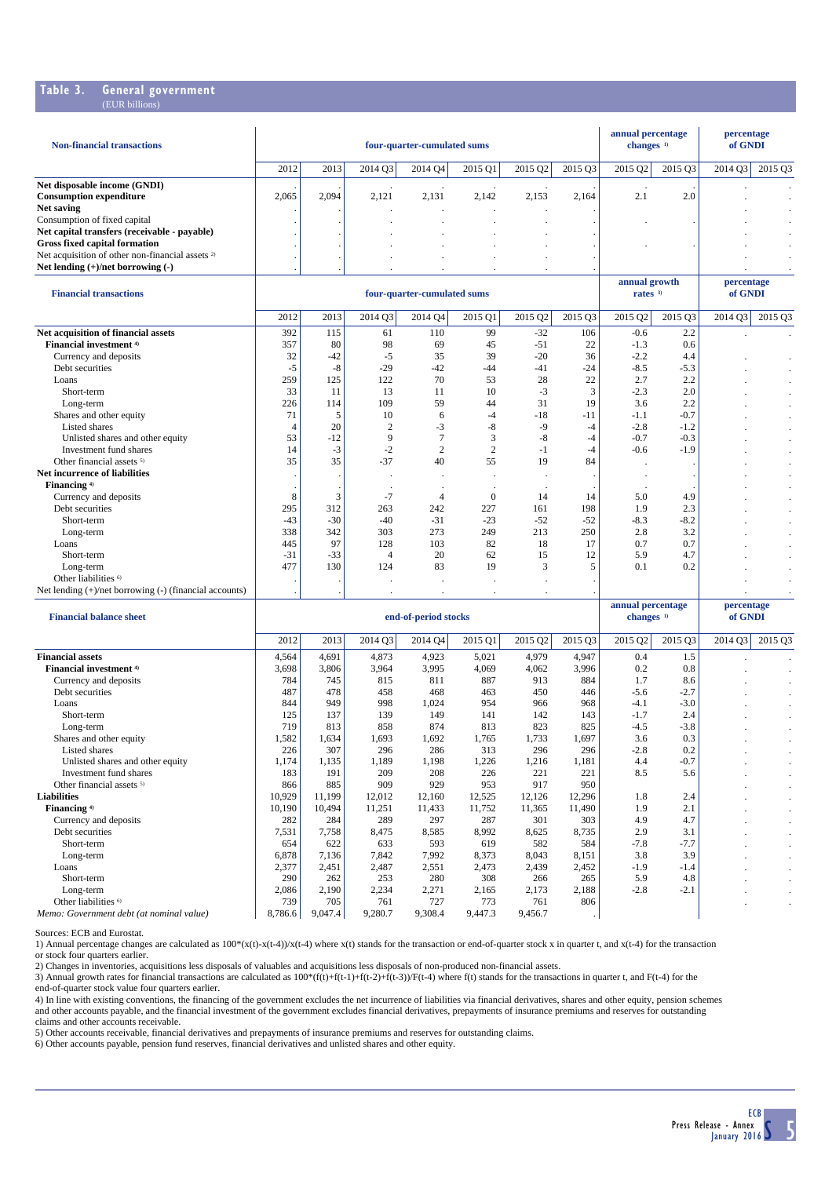## Table 3. General government

(EUR billions)

| Non-financial transactions | four-quarter-cumulated sums | | | | | | | annual percentage changes [1] | | percentage of GNDI | |
|---|---|---|---|---|---|---|---|---|---|---|---|
| | 2012 | 2013 | 2014 Q3 | 2014 Q4 | 2015 Q1 | 2015 Q2 | 2015 Q3 | 2015 Q2 | 2015 Q3 | 2014 Q3 | 2015 Q3 |
| **Net disposable income (GNDI)** | . | . | . | . | . | . | . | . | . | . | . |
| **Consumption expenditure** | 2,065 | 2,094 | 2,121 | 2,131 | 2,142 | 2,153 | 2,164 | 2.1 | 2.0 | . | . |
| **Net saving** | . | . | . | . | . | . | . | | | . | . |
| Consumption of fixed capital | . | . | . | . | . | . | . | . | . | . | . |
| **Net capital transfers (receivable - payable)** | . | . | . | . | . | . | . | | | . | . |
| **Gross fixed capital formation** | . | . | . | . | . | . | . | . | . | . | . |
| Net acquisition of other non-financial assets [2] | . | . | . | . | . | . | . | | | . | . |
| **Net lending (+)/net borrowing (-)** | . | . | . | . | . | . | . | | | . | . |

| Financial transactions | four-quarter-cumulated sums | | | | | | | annual growth rates [3] | | percentage of GNDI | |
|---|---|---|---|---|---|---|---|---|---|---|---|
| | 2012 | 2013 | 2014 Q3 | 2014 Q4 | 2015 Q1 | 2015 Q2 | 2015 Q3 | 2015 Q2 | 2015 Q3 | 2014 Q3 | 2015 Q3 |
| **Net acquisition of financial assets** | 392 | 115 | 61 | 110 | 99 | -32 | 106 | -0.6 | 2.2 | . | . |
| **Financial investment [4]** | 357 | 80 | 98 | 69 | 45 | -51 | 22 | -1.3 | 0.6 | | |
| Currency and deposits | 32 | -42 | -5 | 35 | 39 | -20 | 36 | -2.2 | 4.4 | . | . |
| Debt securities | -5 | -8 | -29 | -42 | -44 | -41 | -24 | -8.5 | -5.3 | . | . |
| Loans | 259 | 125 | 122 | 70 | 53 | 28 | 22 | 2.7 | 2.2 | . | . |
| Short-term | 33 | 11 | 13 | 11 | 10 | -3 | 3 | -2.3 | 2.0 | . | . |
| Long-term | 226 | 114 | 109 | 59 | 44 | 31 | 19 | 3.6 | 2.2 | . | . |
| Shares and other equity | 71 | 5 | 10 | 6 | -4 | -18 | -11 | -1.1 | -0.7 | . | . |
| Listed shares | 4 | 20 | 2 | -3 | -8 | -9 | -4 | -2.8 | -1.2 | . | . |
| Unlisted shares and other equity | 53 | -12 | 9 | 7 | 3 | -8 | -4 | -0.7 | -0.3 | . | . |
| Investment fund shares | 14 | -3 | -2 | 2 | 2 | -1 | -4 | -0.6 | -1.9 | . | . |
| Other financial assets [5] | 35 | 35 | -37 | 40 | 55 | 19 | 84 | . | . | . | . |
| **Net incurrence of liabilities** | . | . | . | . | . | . | . | . | . | . | . |
| **Financing [4]** | . | . | . | . | . | . | . | . | . | . | . |
| Currency and deposits | 8 | 3 | -7 | 4 | 0 | 14 | 14 | 5.0 | 4.9 | . | . |
| Debt securities | 295 | 312 | 263 | 242 | 227 | 161 | 198 | 1.9 | 2.3 | . | . |
| Short-term | -43 | -30 | -40 | -31 | -23 | -52 | -52 | -8.3 | -8.2 | . | . |
| Long-term | 338 | 342 | 303 | 273 | 249 | 213 | 250 | 2.8 | 3.2 | . | . |
| Loans | 445 | 97 | 128 | 103 | 82 | 18 | 17 | 0.7 | 0.7 | . | . |
| Short-term | -31 | -33 | 4 | 20 | 62 | 15 | 12 | 5.9 | 4.7 | . | . |
| Long-term | 477 | 130 | 124 | 83 | 19 | 3 | 5 | 0.1 | 0.2 | . | . |
| Other liabilities [6] | . | . | . | . | . | . | . | | | . | . |
| Net lending (+)/net borrowing (-) (financial accounts) | . | . | . | . | . | . | . | | | . | . |

| Financial balance sheet | end-of-period stocks | | | | | | | annual percentage changes [1] | | percentage of GNDI | |
|---|---|---|---|---|---|---|---|---|---|---|---|
| | 2012 | 2013 | 2014 Q3 | 2014 Q4 | 2015 Q1 | 2015 Q2 | 2015 Q3 | 2015 Q2 | 2015 Q3 | 2014 Q3 | 2015 Q3 |
| **Financial assets** | 4,564 | 4,691 | 4,873 | 4,923 | 5,021 | 4,979 | 4,947 | 0.4 | 1.5 | . | . |
| **Financial investment [4]** | 3,698 | 3,806 | 3,964 | 3,995 | 4,069 | 4,062 | 3,996 | 0.2 | 0.8 | . | . |
| Currency and deposits | 784 | 745 | 815 | 811 | 887 | 913 | 884 | 1.7 | 8.6 | . | . |
| Debt securities | 487 | 478 | 458 | 468 | 463 | 450 | 446 | -5.6 | -2.7 | . | . |
| Loans | 844 | 949 | 998 | 1,024 | 954 | 966 | 968 | -4.1 | -3.0 | . | . |
| Short-term | 125 | 137 | 139 | 149 | 141 | 142 | 143 | -1.7 | 2.4 | . | . |
| Long-term | 719 | 813 | 858 | 874 | 813 | 823 | 825 | -4.5 | -3.8 | . | . |
| Shares and other equity | 1,582 | 1,634 | 1,693 | 1,692 | 1,765 | 1,733 | 1,697 | 3.6 | 0.3 | . | . |
| Listed shares | 226 | 307 | 296 | 286 | 313 | 296 | 296 | -2.8 | 0.2 | . | . |
| Unlisted shares and other equity | 1,174 | 1,135 | 1,189 | 1,198 | 1,226 | 1,216 | 1,181 | 4.4 | -0.7 | . | . |
| Investment fund shares | 183 | 191 | 209 | 208 | 226 | 221 | 221 | 8.5 | 5.6 | . | . |
| Other financial assets [5] | 866 | 885 | 909 | 929 | 953 | 917 | 950 | | | . | . |
| **Liabilities** | 10,929 | 11,199 | 12,012 | 12,160 | 12,525 | 12,126 | 12,296 | 1.8 | 2.4 | . | . |
| **Financing [4]** | 10,190 | 10,494 | 11,251 | 11,433 | 11,752 | 11,365 | 11,490 | 1.9 | 2.1 | . | . |
| Currency and deposits | 282 | 284 | 289 | 297 | 287 | 301 | 303 | 4.9 | 4.7 | . | . |
| Debt securities | 7,531 | 7,758 | 8,475 | 8,585 | 8,992 | 8,625 | 8,735 | 2.9 | 3.1 | . | . |
| Short-term | 654 | 622 | 633 | 593 | 619 | 582 | 584 | -7.8 | -7.7 | . | . |
| Long-term | 6,878 | 7,136 | 7,842 | 7,992 | 8,373 | 8,043 | 8,151 | 3.8 | 3.9 | . | . |
| Loans | 2,377 | 2,451 | 2,487 | 2,551 | 2,473 | 2,439 | 2,452 | -1.9 | -1.4 | . | . |
| Short-term | 290 | 262 | 253 | 280 | 308 | 266 | 265 | 5.9 | 4.8 | . | . |
| Long-term | 2,086 | 2,190 | 2,234 | 2,271 | 2,165 | 2,173 | 2,188 | -2.8 | -2.1 | . | . |
| Other liabilities [6] | 739 | 705 | 761 | 727 | 773 | 761 | 806 | | | . | . |
| *Memo: Government debt (at nominal value)* | 8,786.6 | 9,047.4 | 9,280.7 | 9,308.4 | 9,447.3 | 9,456.7 | . | | | | |

Sources: ECB and Eurostat.

1) Annual percentage changes are calculated as 100*(x(t)-x(t-4))/x(t-4) where x(t) stands for the transaction or end-of-quarter stock x in quarter t, and x(t-4) for the transaction or stock four quarters earlier.

2) Changes in inventories, acquisitions less disposals of valuables and acquisitions less disposals of non-produced non-financial assets.

3) Annual growth rates for financial transactions are calculated as 100*(f(t)+f(t-1)+f(t-2)+f(t-3))/F(t-4) where f(t) stands for the transactions in quarter t, and F(t-4) for the end-of-quarter stock value four quarters earlier.

4) In line with existing conventions, the financing of the government excludes the net incurrence of liabilities via financial derivatives, shares and other equity, pension schemes and other accounts payable, and the financial investment of the government excludes financial derivatives, prepayments of insurance premiums and reserves for outstanding claims and other accounts receivable.

5) Other accounts receivable, financial derivatives and prepayments of insurance premiums and reserves for outstanding claims.

6) Other accounts payable, pension fund reserves, financial derivatives and unlisted shares and other equity.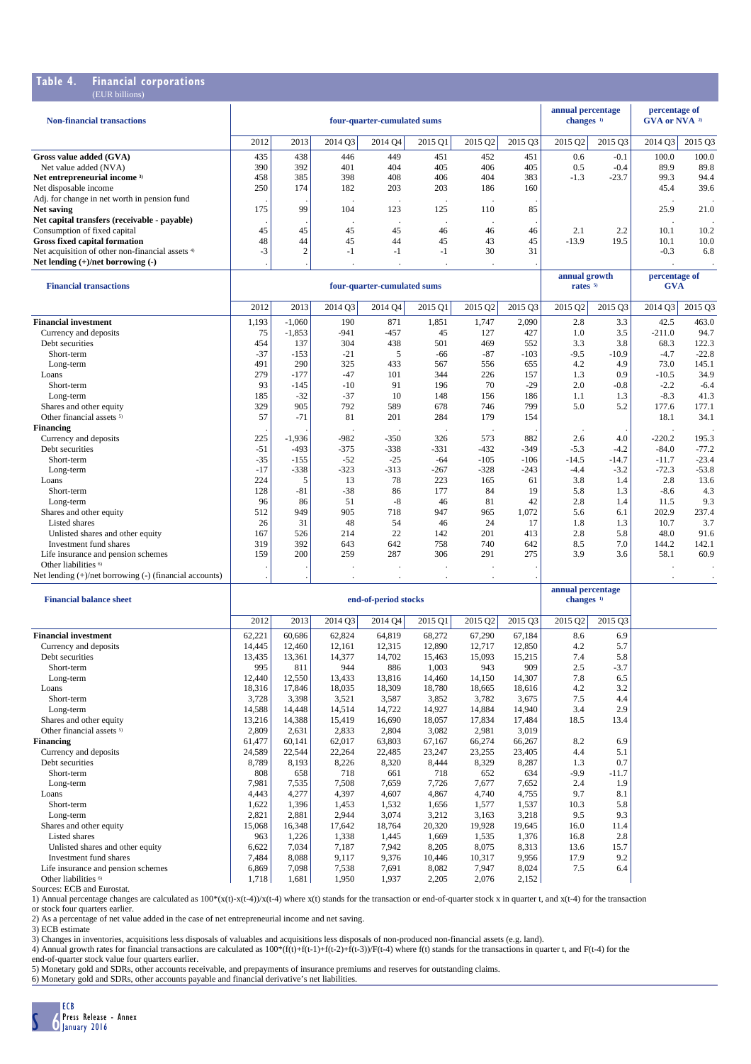## Table 4. Financial corporations

(EUR billions)

| Non-financial transactions | four-quarter-cumulated sums | | | | | | | annual percentage changes [1] | | percentage of GVA or NVA [2] | |
|---|---|---|---|---|---|---|---|---|---|---|---|
| | 2012 | 2013 | 2014 Q3 | 2014 Q4 | 2015 Q1 | 2015 Q2 | 2015 Q3 | 2015 Q2 | 2015 Q3 | 2014 Q3 | 2015 Q3 |
| **Gross value added (GVA)** | 435 | 438 | 446 | 449 | 451 | 452 | 451 | 0.6 | -0.1 | 100.0 | 100.0 |
| Net value added (NVA) | 390 | 392 | 401 | 404 | 405 | 406 | 405 | 0.5 | -0.4 | 89.9 | 89.8 |
| **Net entrepreneurial income [3]** | 458 | 385 | 398 | 408 | 406 | 404 | 383 | -1.3 | -23.7 | 99.3 | 94.4 |
| Net disposable income | 250 | 174 | 182 | 203 | 203 | 186 | 160 | | | 45.4 | 39.6 |
| Adj. for change in net worth in pension fund | . | . | . | . | . | . | . | | | . | . |
| **Net saving** | 175 | 99 | 104 | 123 | 125 | 110 | 85 | | | 25.9 | 21.0 |
| **Net capital transfers (receivable - payable)** | . | . | . | . | . | . | . | | | . | . |
| Consumption of fixed capital | 45 | 45 | 45 | 45 | 46 | 46 | 46 | 2.1 | 2.2 | 10.1 | 10.2 |
| **Gross fixed capital formation** | 48 | 44 | 45 | 44 | 45 | 43 | 45 | -13.9 | 19.5 | 10.1 | 10.0 |
| Net acquisition of other non-financial assets [4] | -3 | 2 | -1 | -1 | -1 | 30 | 31 | | | -0.3 | 6.8 |
| **Net lending (+)/net borrowing (-)** | . | . | . | . | . | . | . | | | . | . |

| Financial transactions | four-quarter-cumulated sums | | | | | | | annual growth rates [5] | | percentage of GVA | |
|---|---|---|---|---|---|---|---|---|---|---|---|
| | 2012 | 2013 | 2014 Q3 | 2014 Q4 | 2015 Q1 | 2015 Q2 | 2015 Q3 | 2015 Q2 | 2015 Q3 | 2014 Q3 | 2015 Q3 |
| **Financial investment** | 1,193 | -1,060 | 190 | 871 | 1,851 | 1,747 | 2,090 | 2.8 | 3.3 | 42.5 | 463.0 |
| Currency and deposits | 75 | -1,853 | -941 | -457 | 45 | 127 | 427 | 1.0 | 3.5 | -211.0 | 94.7 |
| Debt securities | 454 | 137 | 304 | 438 | 501 | 469 | 552 | 3.3 | 3.8 | 68.3 | 122.3 |
| Short-term | -37 | -153 | -21 | 5 | -66 | -87 | -103 | -9.5 | -10.9 | -4.7 | -22.8 |
| Long-term | 491 | 290 | 325 | 433 | 567 | 556 | 655 | 4.2 | 4.9 | 73.0 | 145.1 |
| Loans | 279 | -177 | -47 | 101 | 344 | 226 | 157 | 1.3 | 0.9 | -10.5 | 34.9 |
| Short-term | 93 | -145 | -10 | 91 | 196 | 70 | -29 | 2.0 | -0.8 | -2.2 | -6.4 |
| Long-term | 185 | -32 | -37 | 10 | 148 | 156 | 186 | 1.1 | 1.3 | -8.3 | 41.3 |
| Shares and other equity | 329 | 905 | 792 | 589 | 678 | 746 | 799 | 5.0 | 5.2 | 177.6 | 177.1 |
| Other financial assets [5] | 57 | -71 | 81 | 201 | 284 | 179 | 154 | | | 18.1 | 34.1 |
| **Financing** | . | . | . | . | . | . | . | . | . | . | . |
| Currency and deposits | 225 | -1,936 | -982 | -350 | 326 | 573 | 882 | 2.6 | 4.0 | -220.2 | 195.3 |
| Debt securities | -51 | -493 | -375 | -338 | -331 | -432 | -349 | -5.3 | -4.2 | -84.0 | -77.2 |
| Short-term | -35 | -155 | -52 | -25 | -64 | -105 | -106 | -14.5 | -14.7 | -11.7 | -23.4 |
| Long-term | -17 | -338 | -323 | -313 | -267 | -328 | -243 | -4.4 | -3.2 | -72.3 | -53.8 |
| Loans | 224 | 5 | 13 | 78 | 223 | 165 | 61 | 3.8 | 1.4 | 2.8 | 13.6 |
| Short-term | 128 | -81 | -38 | 86 | 177 | 84 | 19 | 5.8 | 1.3 | -8.6 | 4.3 |
| Long-term | 96 | 86 | 51 | -8 | 46 | 81 | 42 | 2.8 | 1.4 | 11.5 | 9.3 |
| Shares and other equity | 512 | 949 | 905 | 718 | 947 | 965 | 1,072 | 5.6 | 6.1 | 202.9 | 237.4 |
| Listed shares | 26 | 31 | 48 | 54 | 46 | 24 | 17 | 1.8 | 1.3 | 10.7 | 3.7 |
| Unlisted shares and other equity | 167 | 526 | 214 | 22 | 142 | 201 | 413 | 2.8 | 5.8 | 48.0 | 91.6 |
| Investment fund shares | 319 | 392 | 643 | 642 | 758 | 740 | 642 | 8.5 | 7.0 | 144.2 | 142.1 |
| Life insurance and pension schemes | 159 | 200 | 259 | 287 | 306 | 291 | 275 | 3.9 | 3.6 | 58.1 | 60.9 |
| Other liabilities [6] | . | . | . | . | . | . | . | | | . | . |
| Net lending (+)/net borrowing (-) (financial accounts) | . | . | . | . | . | . | . | | | . | . |

| Financial balance sheet | end-of-period stocks | | | | | | | annual percentage changes [1] | |
|---|---|---|---|---|---|---|---|---|---|
| | 2012 | 2013 | 2014 Q3 | 2014 Q4 | 2015 Q1 | 2015 Q2 | 2015 Q3 | 2015 Q2 | 2015 Q3 |
| **Financial investment** | 62,221 | 60,686 | 62,824 | 64,819 | 68,272 | 67,290 | 67,184 | 8.6 | 6.9 |
| Currency and deposits | 14,445 | 12,460 | 12,161 | 12,315 | 12,890 | 12,717 | 12,850 | 4.2 | 5.7 |
| Debt securities | 13,435 | 13,361 | 14,377 | 14,702 | 15,463 | 15,093 | 15,215 | 7.4 | 5.8 |
| Short-term | 995 | 811 | 944 | 886 | 1,003 | 943 | 909 | 2.5 | -3.7 |
| Long-term | 12,440 | 12,550 | 13,433 | 13,816 | 14,460 | 14,150 | 14,307 | 7.8 | 6.5 |
| Loans | 18,316 | 17,846 | 18,035 | 18,309 | 18,780 | 18,665 | 18,616 | 4.2 | 3.2 |
| Short-term | 3,728 | 3,398 | 3,521 | 3,587 | 3,852 | 3,782 | 3,675 | 7.5 | 4.4 |
| Long-term | 14,588 | 14,448 | 14,514 | 14,722 | 14,927 | 14,884 | 14,940 | 3.4 | 2.9 |
| Shares and other equity | 13,216 | 14,388 | 15,419 | 16,690 | 18,057 | 17,834 | 17,484 | 18.5 | 13.4 |
| Other financial assets [5] | 2,809 | 2,631 | 2,833 | 2,804 | 3,082 | 2,981 | 3,019 | | |
| **Financing** | 61,477 | 60,141 | 62,017 | 63,803 | 67,167 | 66,274 | 66,267 | 8.2 | 6.9 |
| Currency and deposits | 24,589 | 22,544 | 22,264 | 22,485 | 23,247 | 23,255 | 23,405 | 4.4 | 5.1 |
| Debt securities | 8,789 | 8,193 | 8,226 | 8,320 | 8,444 | 8,329 | 8,287 | 1.3 | 0.7 |
| Short-term | 808 | 658 | 718 | 661 | 718 | 652 | 634 | -9.9 | -11.7 |
| Long-term | 7,981 | 7,535 | 7,508 | 7,659 | 7,726 | 7,677 | 7,652 | 2.4 | 1.9 |
| Loans | 4,443 | 4,277 | 4,397 | 4,607 | 4,867 | 4,740 | 4,755 | 9.7 | 8.1 |
| Short-term | 1,622 | 1,396 | 1,453 | 1,532 | 1,656 | 1,577 | 1,537 | 10.3 | 5.8 |
| Long-term | 2,821 | 2,881 | 2,944 | 3,074 | 3,212 | 3,163 | 3,218 | 9.5 | 9.3 |
| Shares and other equity | 15,068 | 16,348 | 17,642 | 18,764 | 20,320 | 19,928 | 19,645 | 16.0 | 11.4 |
| Listed shares | 963 | 1,226 | 1,338 | 1,445 | 1,669 | 1,535 | 1,376 | 16.8 | 2.8 |
| Unlisted shares and other equity | 6,622 | 7,034 | 7,187 | 7,942 | 8,205 | 8,075 | 8,313 | 13.6 | 15.7 |
| Investment fund shares | 7,484 | 8,088 | 9,117 | 9,376 | 10,446 | 10,317 | 9,956 | 17.9 | 9.2 |
| Life insurance and pension schemes | 6,869 | 7,098 | 7,538 | 7,691 | 8,082 | 7,947 | 8,024 | 7.5 | 6.4 |
| Other liabilities [6] | 1,718 | 1,681 | 1,950 | 1,937 | 2,205 | 2,076 | 2,152 | | |

Sources: ECB and Eurostat.

1) Annual percentage changes are calculated as 100*(x(t)-x(t-4))/x(t-4) where x(t) stands for the transaction or end-of-quarter stock x in quarter t, and x(t-4) for the transaction or stock four quarters earlier.

2) As a percentage of net value added in the case of net entrepreneurial income and net saving.

3) ECB estimate

3) Changes in inventories, acquisitions less disposals of valuables and acquisitions less disposals of non-produced non-financial assets (e.g. land).

4) Annual growth rates for financial transactions are calculated as 100*(f(t)+f(t-1)+f(t-2)+f(t-3))/F(t-4) where f(t) stands for the transactions in quarter t, and F(t-4) for the end-of-quarter stock value four quarters earlier.

5) Monetary gold and SDRs, other accounts receivable, and prepayments of insurance premiums and reserves for outstanding claims.

6) Monetary gold and SDRs, other accounts payable and financial derivative's net liabilities.